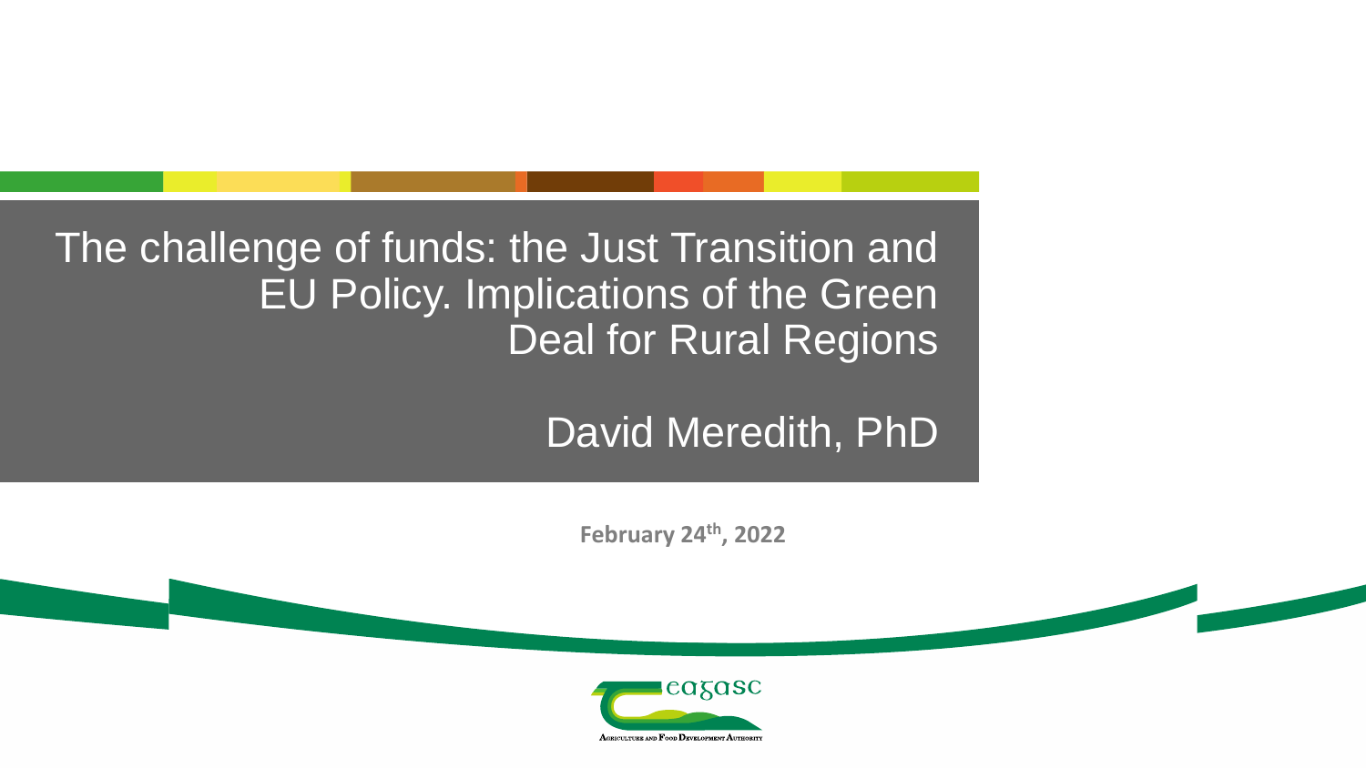# The challenge of funds: the Just Transition and EU Policy. Implications of the Green Deal for Rural Regions

## David Meredith, PhD

**February 24th, 2022**

Teagasc

Agriculture and Food Development Authority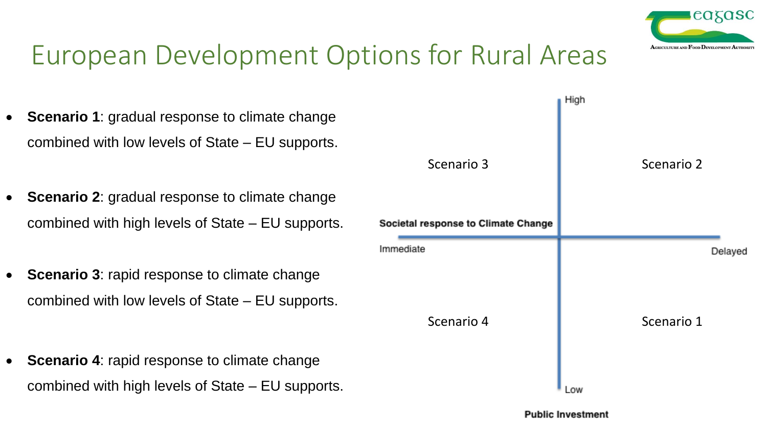# European Development Options for Rural Areas

- **Scenario 1**: gradual response to climate change combined with low levels of State – EU supports.
- **Scenario 2**: gradual response to climate change combined with high levels of State – EU supports.
- **Scenario 3**: rapid response to climate change combined with low levels of State – EU supports.
- **Scenario 4**: rapid response to climate change combined with high levels of State – EU supports.

High

Scenario 3

Scenario 2

**Societal response to Climate Change**

Immediate

Delayed

Scenario 4

Scenario 1

Low

**Public Investment**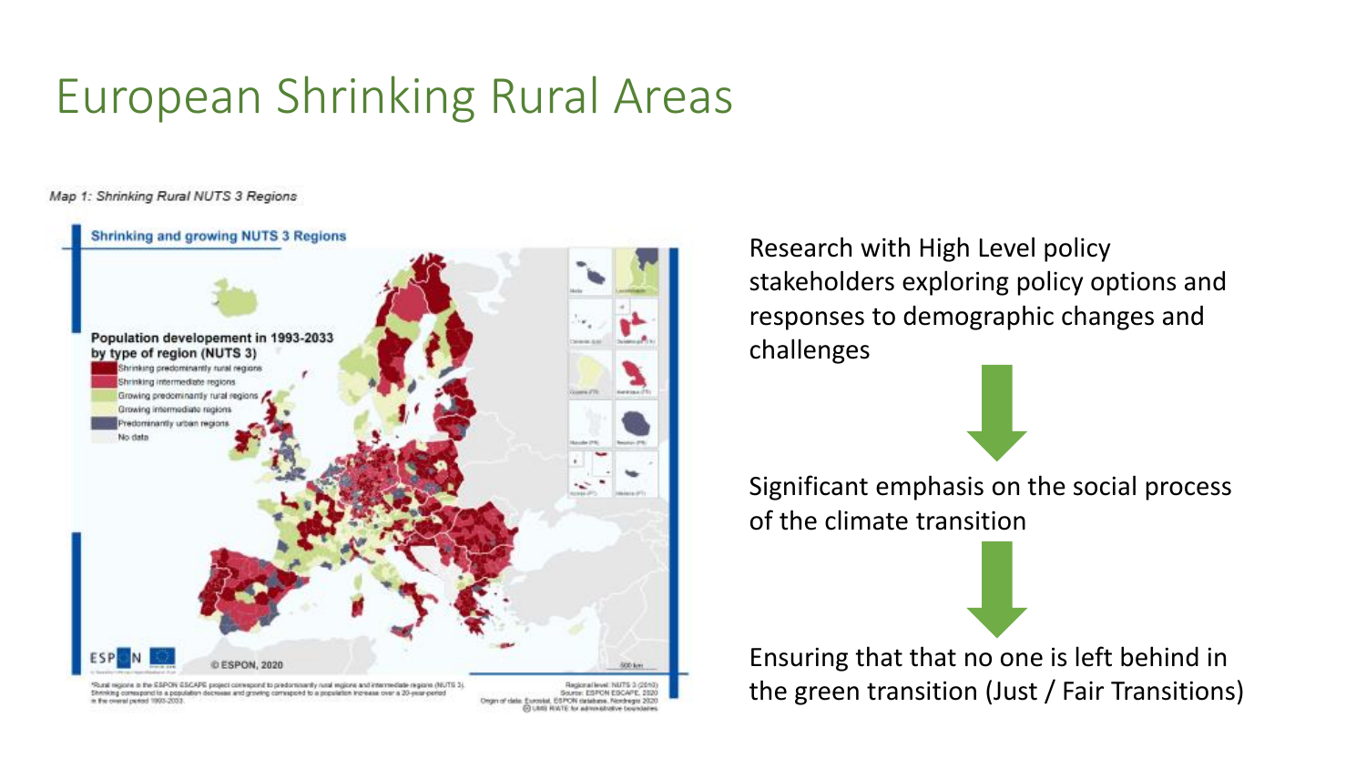# European Shrinking Rural Areas

*Map 1: Shrinking Rural NUTS 3 Regions*

**Shrinking and growing NUTS 3 Regions**

**Population developement in 1993-2033 by type of region (NUTS 3)**

- Shrinking predominantly rural regions
- Shrinking intermediate regions
- Growing predominantly rural regions
- Growing intermediate regions
- Predominantly urban regions
- No data

© ESPON, 2020

*Rural regions in the ESPON ESCAPE project correspond to predominantly rural regions and intermediate regions (NUTS 3). Shrinking correspond to a population decrease and growing correspond to a population increase over a 20-year-period in the overall period 1993-2033.

Regional level: NUTS 3 (2016)
Source: ESPON ESCAPE, 2020
Origin of data: Eurostat, ESPON database, Nordregio 2020
© UMS RIATE for administrative boundaries

Research with High Level policy stakeholders exploring policy options and responses to demographic changes and challenges

↓

Significant emphasis on the social process of the climate transition

↓

Ensuring that that no one is left behind in the green transition (Just / Fair Transitions)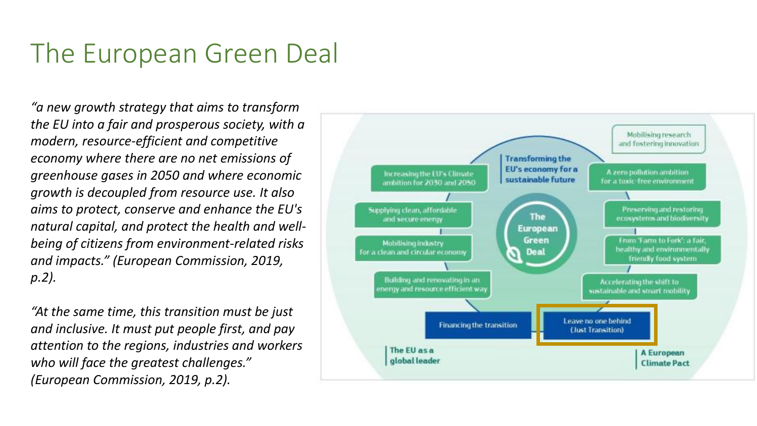# The European Green Deal

*"a new growth strategy that aims to transform the EU into a fair and prosperous society, with a modern, resource-efficient and competitive economy where there are no net emissions of greenhouse gases in 2050 and where economic growth is decoupled from resource use. It also aims to protect, conserve and enhance the EU's natural capital, and protect the health and well-being of citizens from environment-related risks and impacts." (European Commission, 2019, p.2).*

*"At the same time, this transition must be just and inclusive. It must put people first, and pay attention to the regions, industries and workers who will face the greatest challenges." (European Commission, 2019, p.2).*

**The European Green Deal**

**Transforming the EU's economy for a sustainable future**

- Increasing the EU's Climate ambition for 2030 and 2050
- Supplying clean, affordable and secure energy
- Mobilising industry for a clean and circular economy
- Building and renovating in an energy and resource efficient way
- Mobilising research and fostering innovation
- A zero pollution ambition for a toxic-free environment
- Preserving and restoring ecosystems and biodiversity
- From 'Farm to Fork': a fair, healthy and environmentally friendly food system
- Accelerating the shift to sustainable and smart mobility
- Financing the transition
- Leave no one behind (Just Transition)

**The EU as a global leader**

**A European Climate Pact**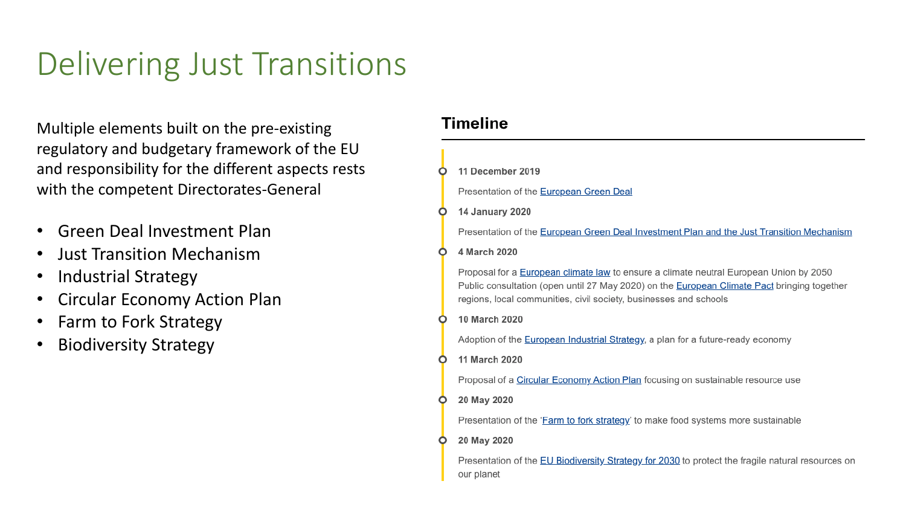# Delivering Just Transitions

Multiple elements built on the pre-existing regulatory and budgetary framework of the EU and responsibility for the different aspects rests with the competent Directorates-General

- Green Deal Investment Plan
- Just Transition Mechanism
- Industrial Strategy
- Circular Economy Action Plan
- Farm to Fork Strategy
- Biodiversity Strategy

## Timeline

**11 December 2019**

Presentation of the European Green Deal

**14 January 2020**

Presentation of the European Green Deal Investment Plan and the Just Transition Mechanism

**4 March 2020**

Proposal for a European climate law to ensure a climate neutral European Union by 2050
Public consultation (open until 27 May 2020) on the European Climate Pact bringing together regions, local communities, civil society, businesses and schools

**10 March 2020**

Adoption of the European Industrial Strategy, a plan for a future-ready economy

**11 March 2020**

Proposal of a Circular Economy Action Plan focusing on sustainable resource use

**20 May 2020**

Presentation of the 'Farm to fork strategy' to make food systems more sustainable

**20 May 2020**

Presentation of the EU Biodiversity Strategy for 2030 to protect the fragile natural resources on our planet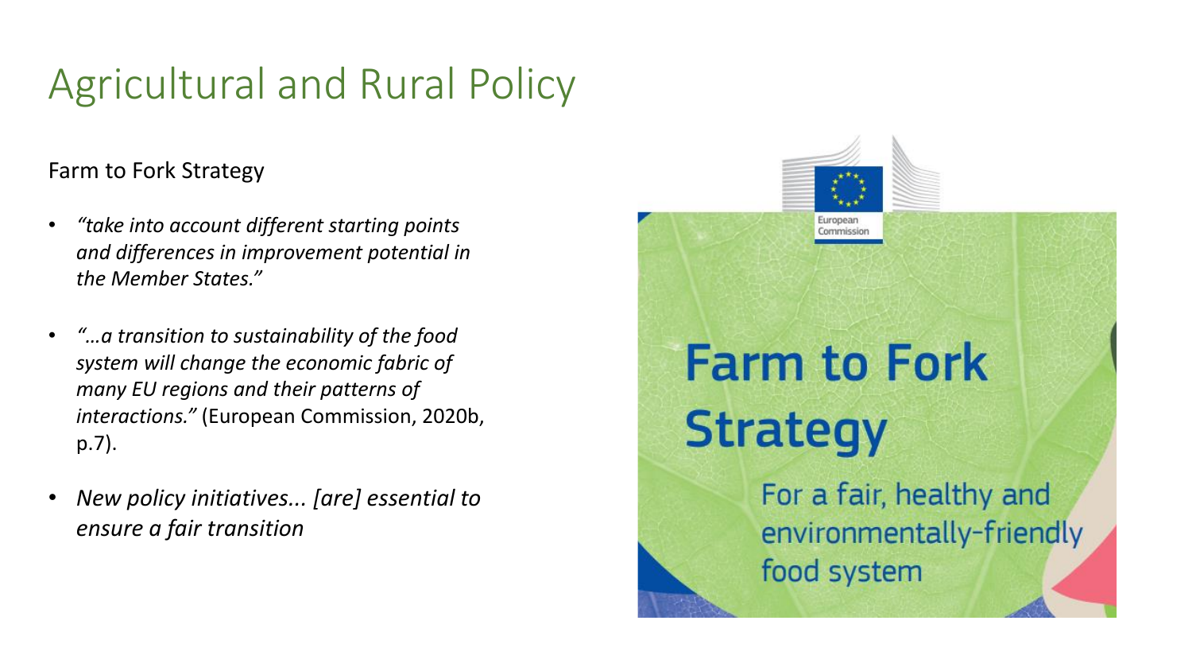# Agricultural and Rural Policy

Farm to Fork Strategy

- *"take into account different starting points and differences in improvement potential in the Member States."*
- *"…a transition to sustainability of the food system will change the economic fabric of many EU regions and their patterns of interactions."* (European Commission, 2020b, p.7).
- *New policy initiatives... [are] essential to ensure a fair transition*

European Commission

**Farm to Fork Strategy**

For a fair, healthy and environmentally-friendly food system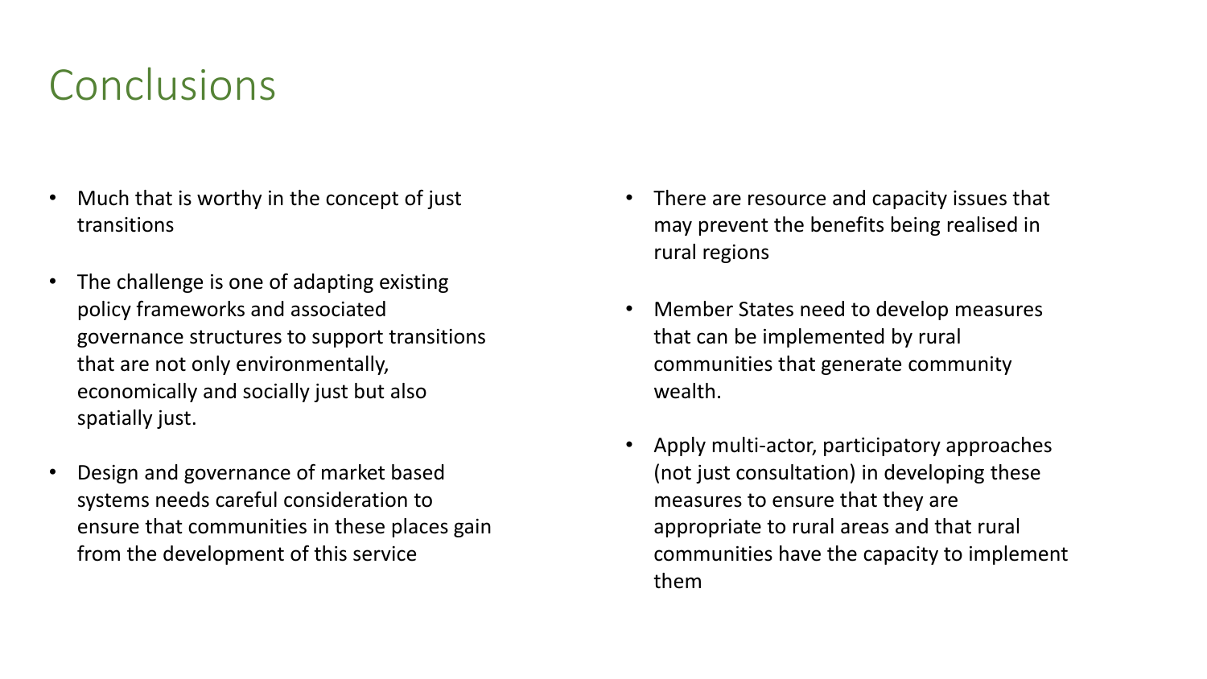# Conclusions

- Much that is worthy in the concept of just transitions
- The challenge is one of adapting existing policy frameworks and associated governance structures to support transitions that are not only environmentally, economically and socially just but also spatially just.
- Design and governance of market based systems needs careful consideration to ensure that communities in these places gain from the development of this service
- There are resource and capacity issues that may prevent the benefits being realised in rural regions
- Member States need to develop measures that can be implemented by rural communities that generate community wealth.
- Apply multi-actor, participatory approaches (not just consultation) in developing these measures to ensure that they are appropriate to rural areas and that rural communities have the capacity to implement them